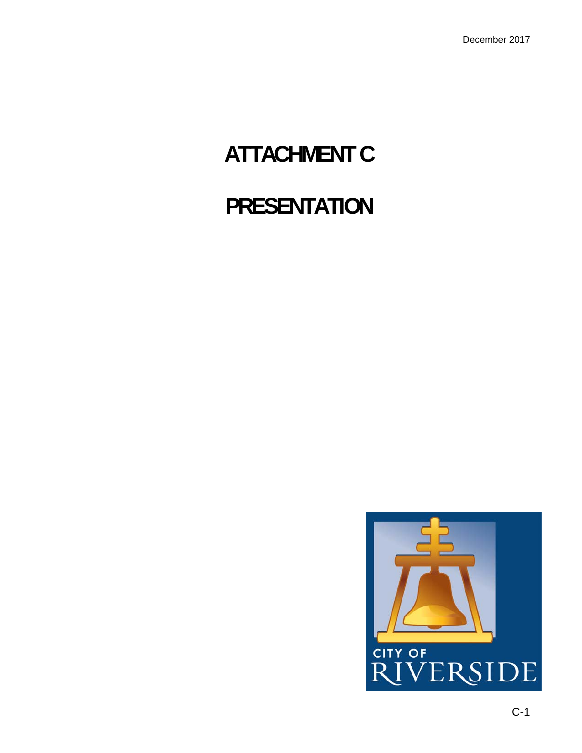# ATTACHMENT C

# PRESENTATION

CITY OF RIVERSIDE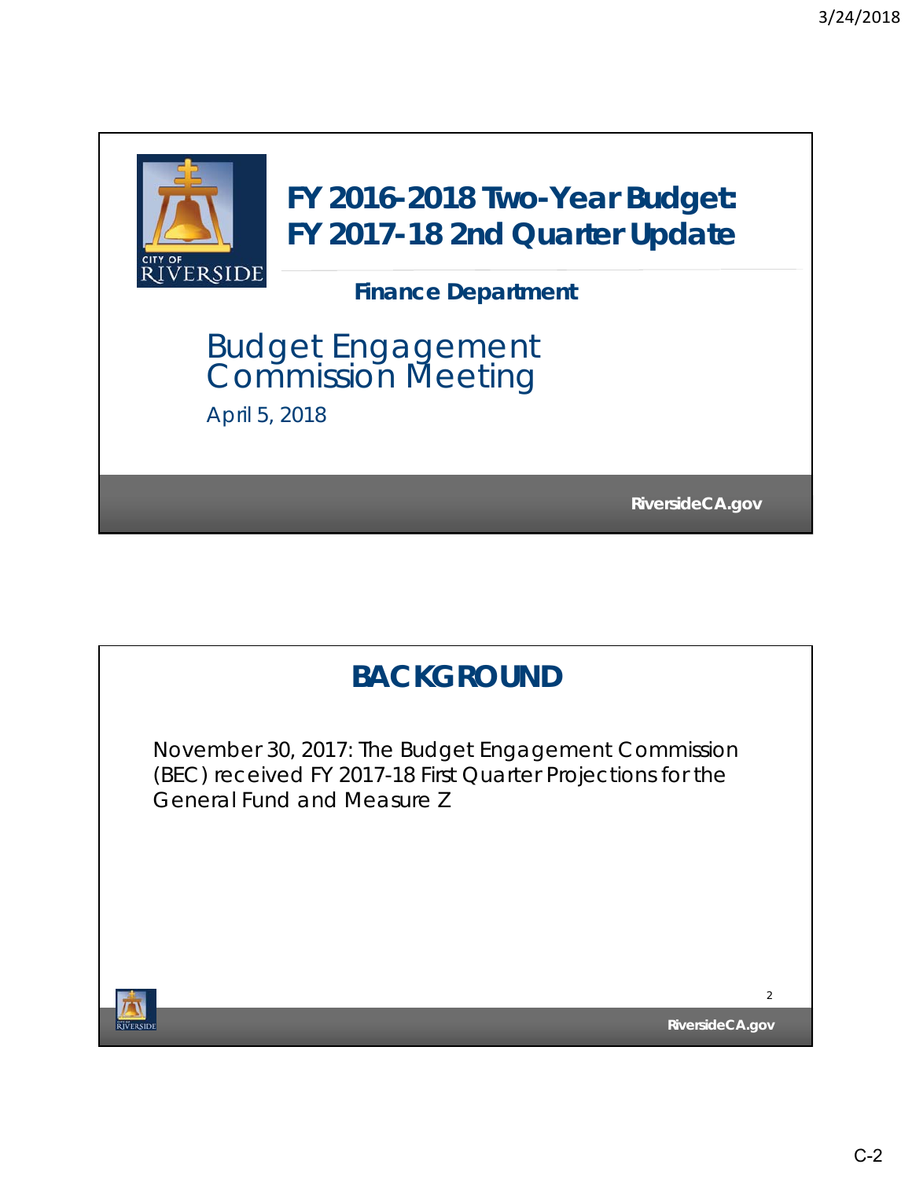# FY 2016-2018 Two-Year Budget: FY 2017-18 2nd Quarter Update

**Finance Department**

## Budget Engagement Commission Meeting

April 5, 2018

RiversideCA.gov

# BACKGROUND

November 30, 2017: The Budget Engagement Commission (BEC) received FY 2017-18 First Quarter Projections for the General Fund and Measure Z

RiversideCA.gov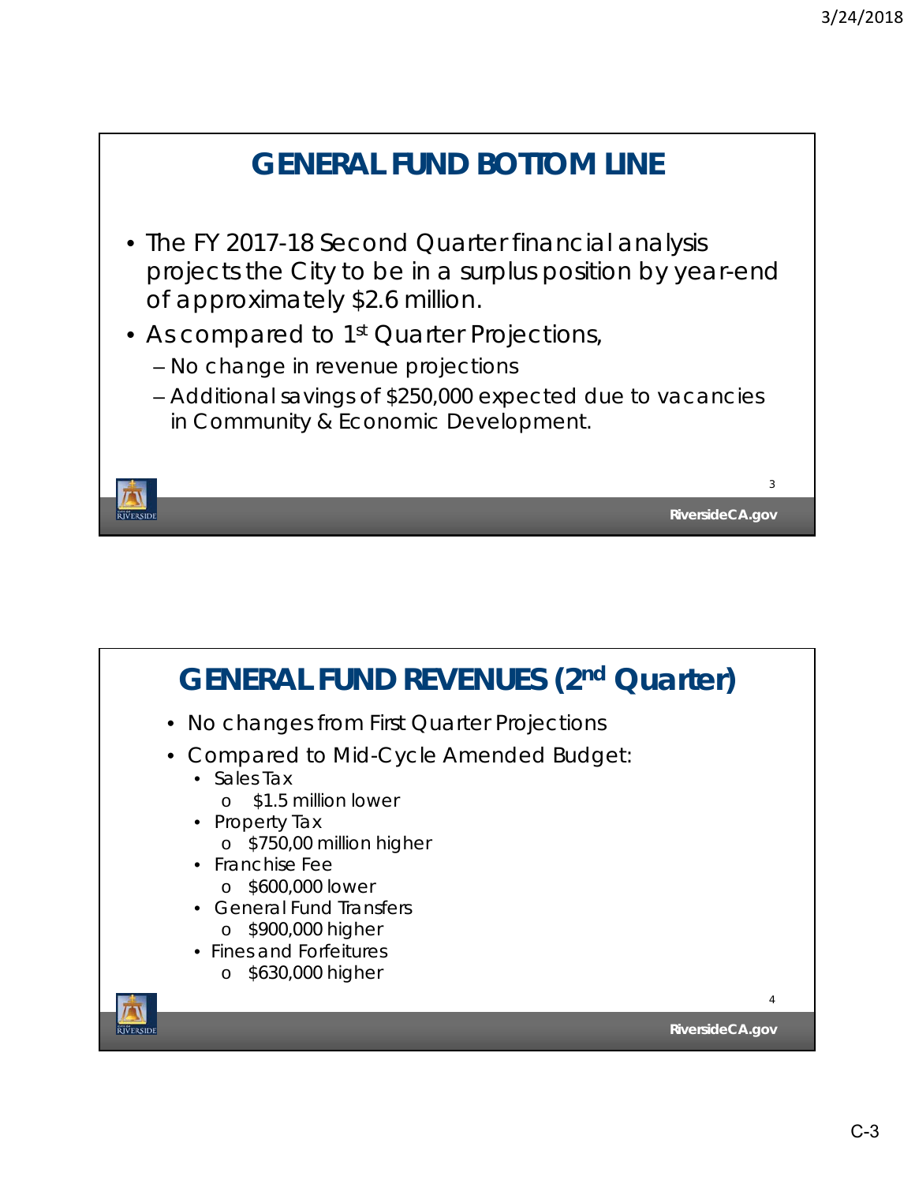# GENERAL FUND BOTTOM LINE

- The FY 2017-18 Second Quarter financial analysis projects the City to be in a surplus position by year-end of approximately $2.6 million.
- As compared to 1st Quarter Projections,
  - No change in revenue projections
  - Additional savings of $250,000 expected due to vacancies in Community & Economic Development.

# GENERAL FUND REVENUES (2nd Quarter)

- No changes from First Quarter Projections
- Compared to Mid-Cycle Amended Budget:
  - Sales Tax
    - $1.5 million lower
  - Property Tax
    - $750,00 million higher
  - Franchise Fee
    - $600,000 lower
  - General Fund Transfers
    - $900,000 higher
  - Fines and Forfeitures
    - $630,000 higher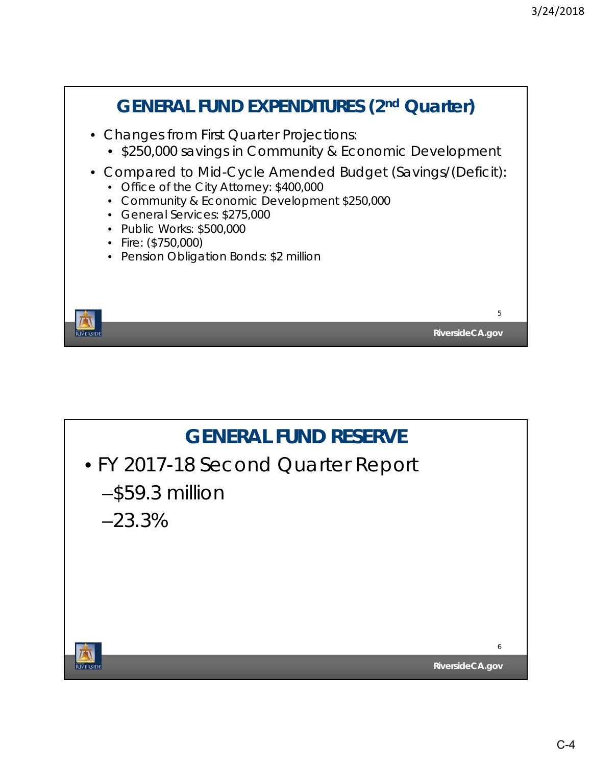## GENERAL FUND EXPENDITURES (2nd Quarter)

- Changes from First Quarter Projections:
  - $250,000 savings in Community & Economic Development
- Compared to Mid-Cycle Amended Budget (Savings/(Deficit):
  - Office of the City Attorney: $400,000
  - Community & Economic Development $250,000
  - General Services: $275,000
  - Public Works: $500,000
  - Fire: ($750,000)
  - Pension Obligation Bonds: $2 million

## GENERAL FUND RESERVE

- FY 2017-18 Second Quarter Report
  - $59.3 million
  - 23.3%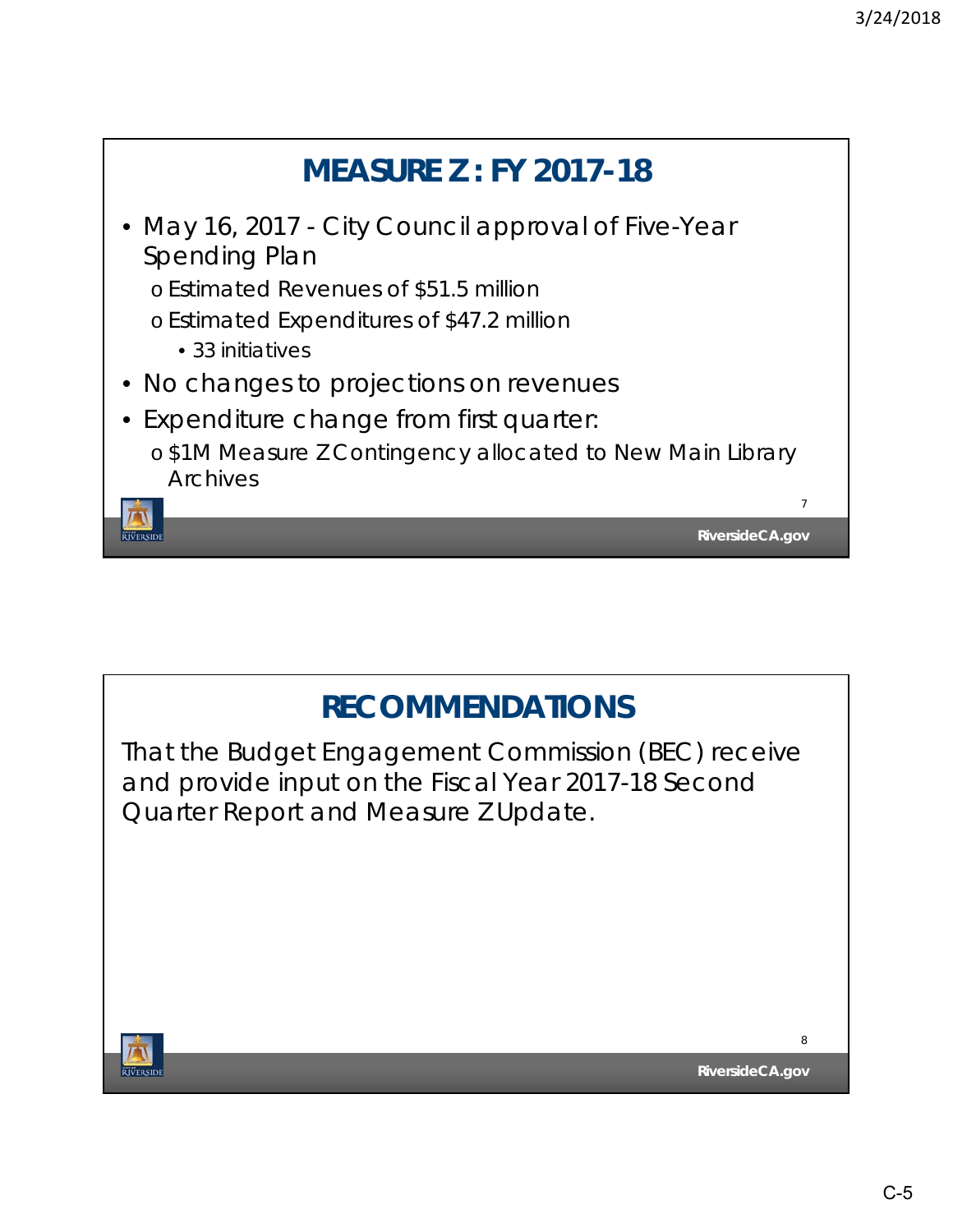## MEASURE Z: FY 2017-18

- May 16, 2017 - City Council approval of Five-Year Spending Plan
  - Estimated Revenues of $51.5 million
  - Estimated Expenditures of $47.2 million
    - 33 initiatives
- No changes to projections on revenues
- Expenditure change from first quarter:
  - $1M Measure Z Contingency allocated to New Main Library Archives

RiversideCA.gov

## RECOMMENDATIONS

That the Budget Engagement Commission (BEC) receive and provide input on the Fiscal Year 2017-18 Second Quarter Report and Measure Z Update.

RiversideCA.gov